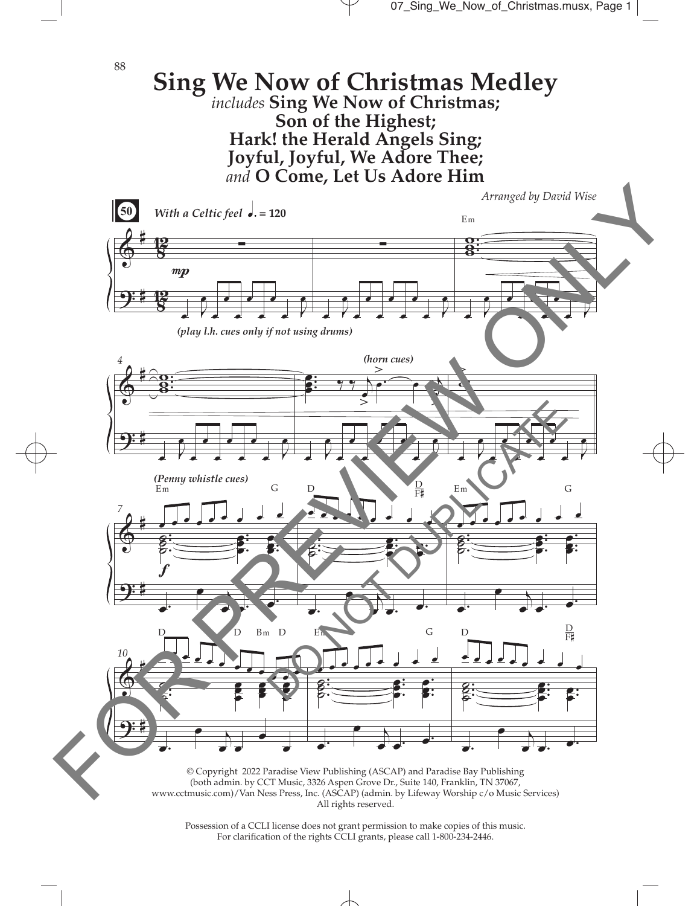# Sing We Now of Christmas Medley

*includes* **Sing We Now of Christmas; Son of the Highest; Hark! the Herald Angels Sing; Joyful, Joyful, We Adore Thee;** *and* **O Come, Let Us Adore Him**

*Arranged by David Wise*

**50** *With a Celtic feel* ♩. = 120

*(play l.h. cues only if not using drums)*

*(horn cues)*

*(Penny whistle cues)*

© Copyright 2022 Paradise View Publishing (ASCAP) and Paradise Bay Publishing (both admin. by CCT Music, 3326 Aspen Grove Dr., Suite 140, Franklin, TN 37067, www.cctmusic.com)/Van Ness Press, Inc. (ASCAP) (admin. by Lifeway Worship c/o Music Services) All rights reserved.

Possession of a CCLI license does not grant permission to make copies of this music. For clarification of the rights CCLI grants, please call 1-800-234-2446.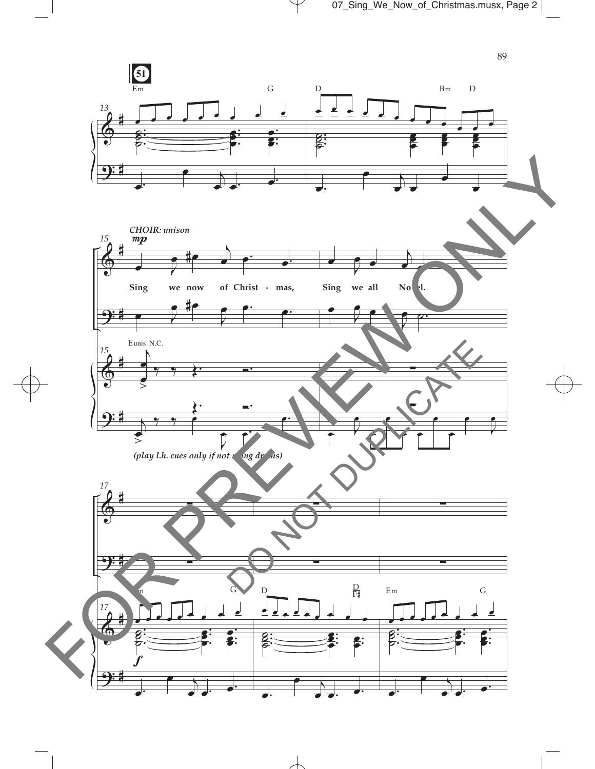51

Em G D Bm D

13

*CHOIR: unison*

15 **mp**

Sing we now of Christ - mas, Sing we all No - el.

E unis. N.C.

15

*(play l.h. cues only if not using drums)*

17

Em G D D/F♯ Em G

17

**f**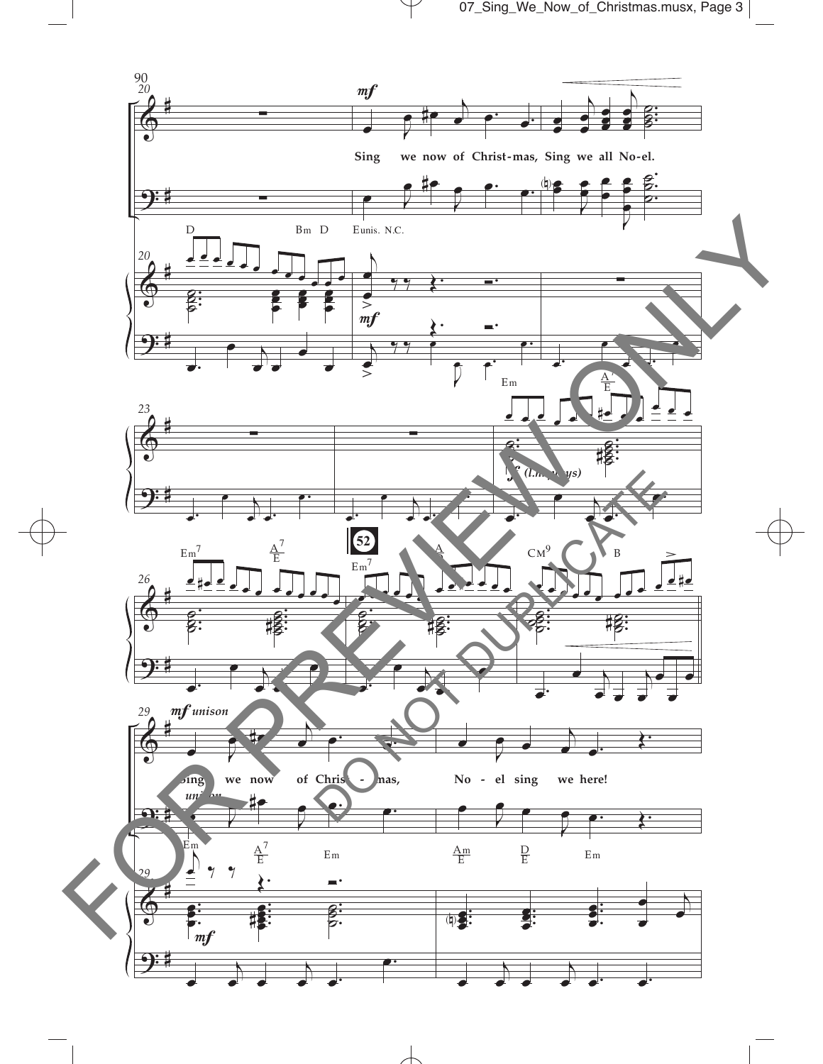Sing we now of Christ-mas, Sing we all No-el.

D Bm D E unis. N.C.

Em $\frac{A^7}{E}$

*f* (l.h. plays)

Em7 $\frac{A^7}{E}$ 52 Em7 $\frac{A}{D}$ CM9 B

*mf* unison

Sing we now of Christ - mas, No - el sing we here!

unison

Em $\frac{A^7}{E}$ Em $\frac{Am}{E}$ $\frac{D}{E}$ Em

FOR PREVIEW ONLY

DO NOT DUPLICATE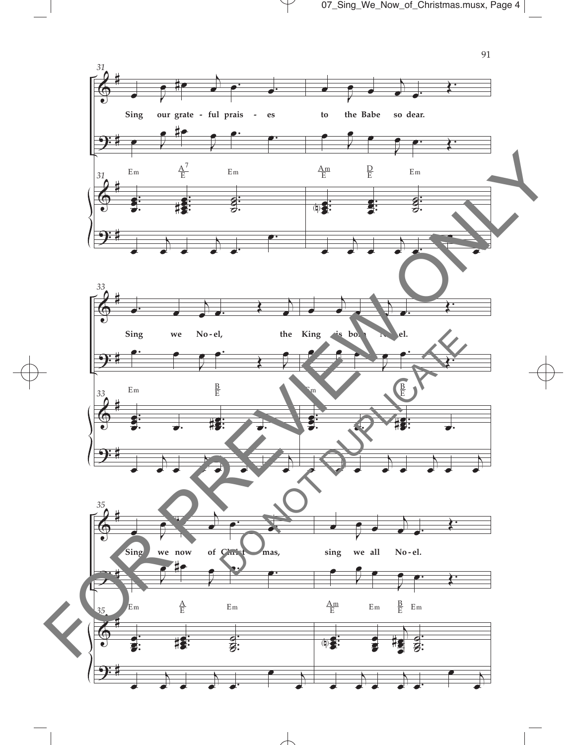Sing our grate - ful prais - es to the Babe so dear.

Em A7/E Em Am/E D/E Em

Sing we No - el, the King is born No - el.

Em B/E Em B/E

Sing we now of Christ - mas, sing we all No - el.

Em A/E Em Am/E Em B/E Em

FOR PREVIEW ONLY

DO NOT DUPLICATE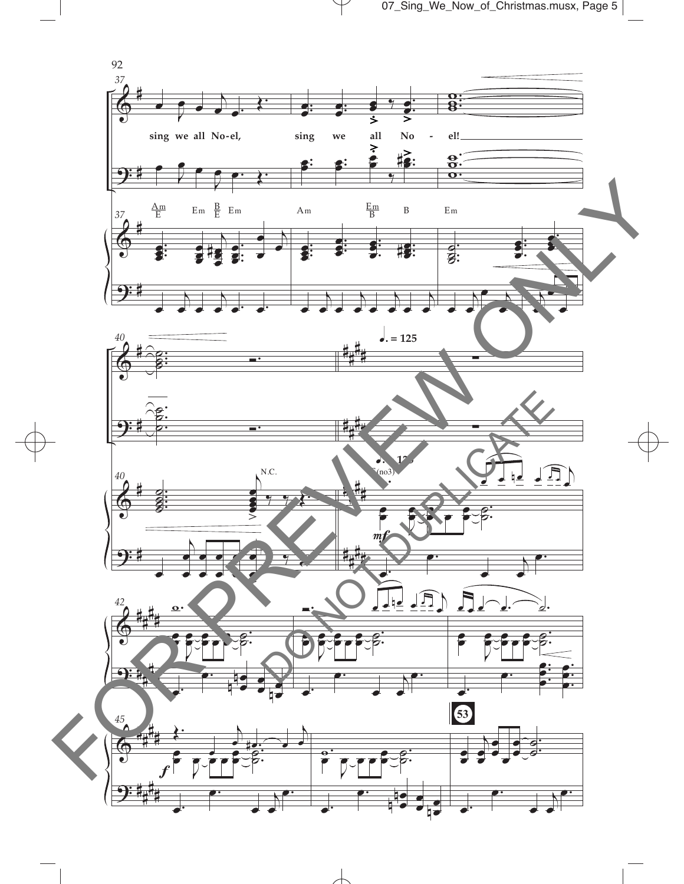sing we all No-el, sing we all No - el!

Am/E Em B/E Em Am Em/B B Em

N.C.

♩. = 125

E(no3)

*mf*

*f*

53

FOR PREVIEW ONLY

DO NOT DUPLICATE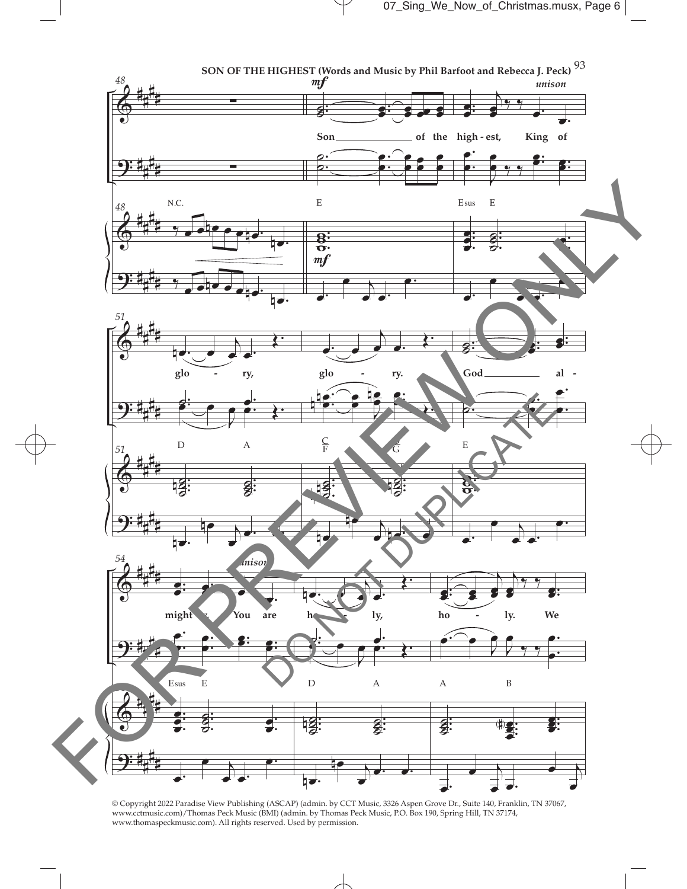SONG OF THE HIGHEST (Words and Music by Phil Barfoot and Rebecca J. Peck)

Son of the high - est, King of glo - ry, glo - ry. God al - might - y, You are ho - ly, ho - ly. We

N.C. E Esus E D A C/F C/G E Esus E D A A B

© Copyright 2022 Paradise View Publishing (ASCAP) (admin. by CCT Music, 3326 Aspen Grove Dr., Suite 140, Franklin, TN 37067, www.cctmusic.com)/Thomas Peck Music (BMI) (admin. by Thomas Peck Music, P.O. Box 190, Spring Hill, TN 37174, www.thomaspeckmusic.com). All rights reserved. Used by permission.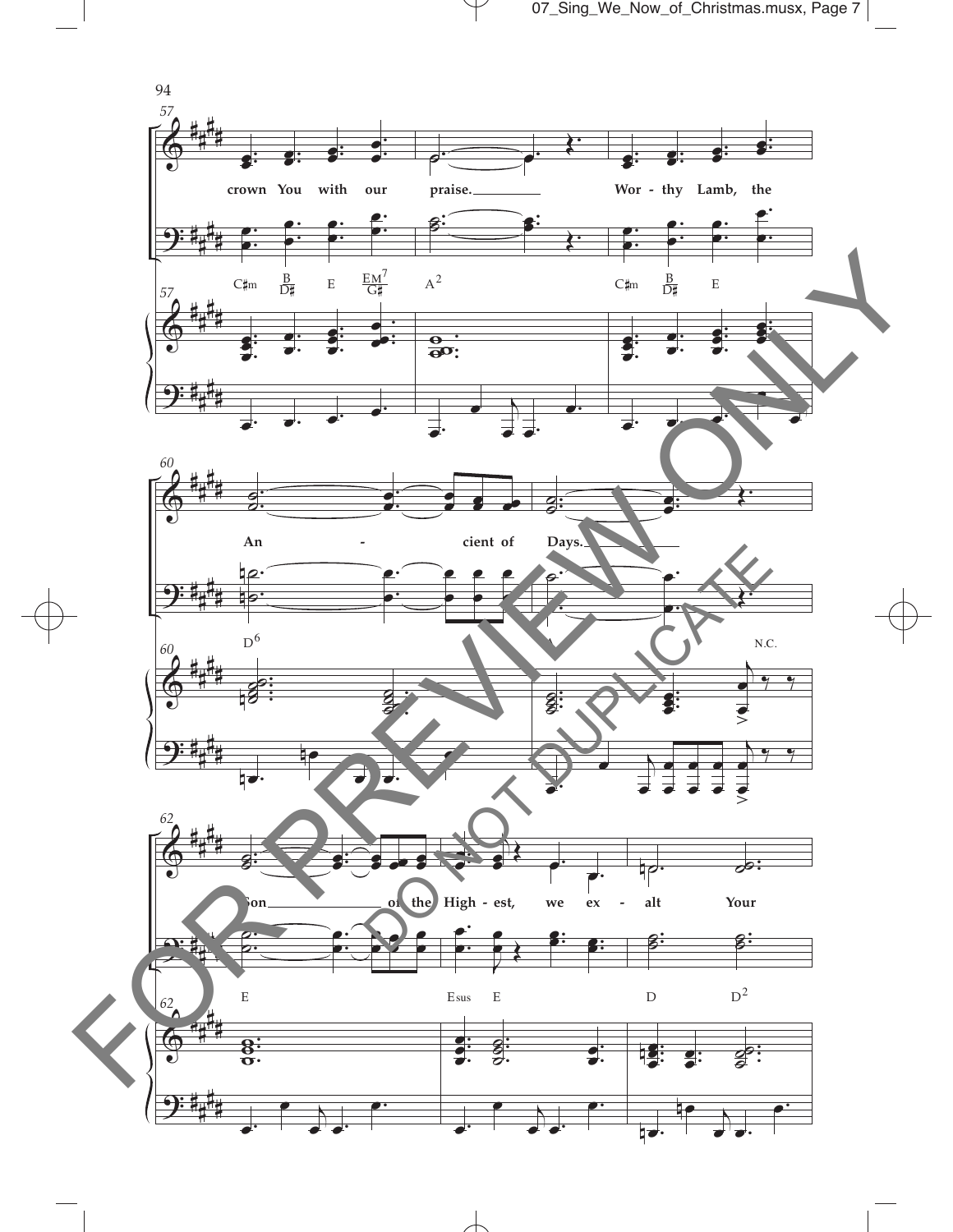crown You with our praise. Wor - thy Lamb, the

C♯m B/D♯ E EM7/G♯ A2 C♯m B/D♯ E

An - cient of Days.

D6 A N.C.

Son of the High - est, we ex - alt Your

E Esus E D D2

FOR PREVIEW ONLY

DO NOT DUPLICATE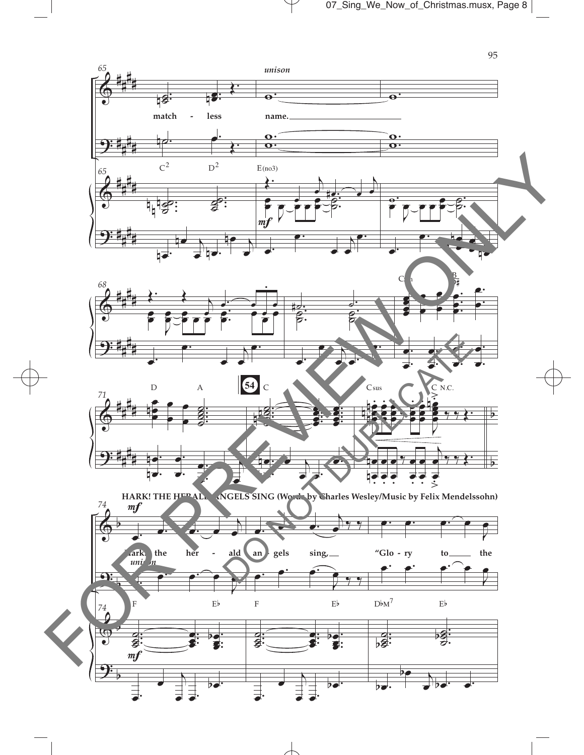*unison*

match - less name.

C2 D2 E(no3)

*mf*

C♯m B/D♯

D A **54** C Csus C N.C.

**HARK! THE HERALD ANGELS SING (Words by Charles Wesley/Music by Felix Mendelssohn)**

*mf*

Hark! the her - ald an - gels sing, "Glo - ry to the

*unison*

F E♭ F E♭ D♭M7 E♭

*mf*

FOR PREVIEW ONLY

DO NOT DUPLICATE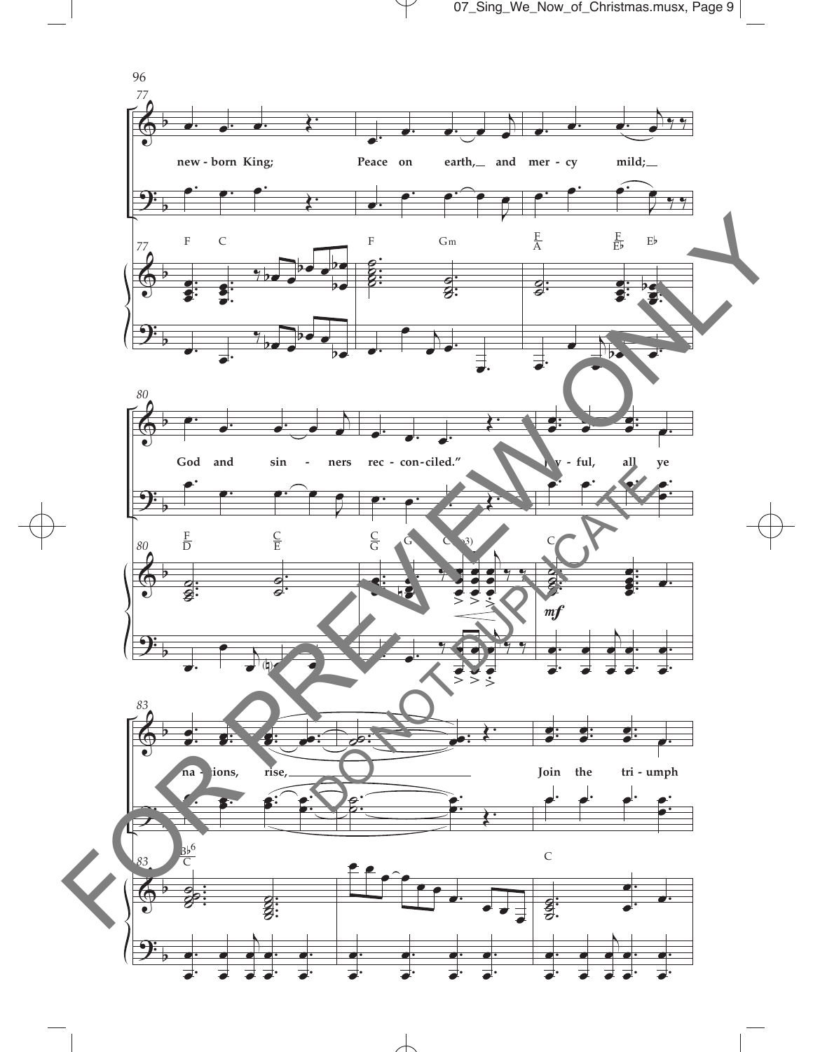77

new - born King; Peace on earth, and mer - cy mild;

F C F Gm F/A F/E♭ E♭

80

God and sin - ners rec - con - ciled." Joy - ful, all ye

F/D C/E C/G G C(no3) C

*mf*

83

na - tions, rise, Join the tri - umph

B♭6/C C

FOR PREVIEW ONLY

DO NOT DUPLICATE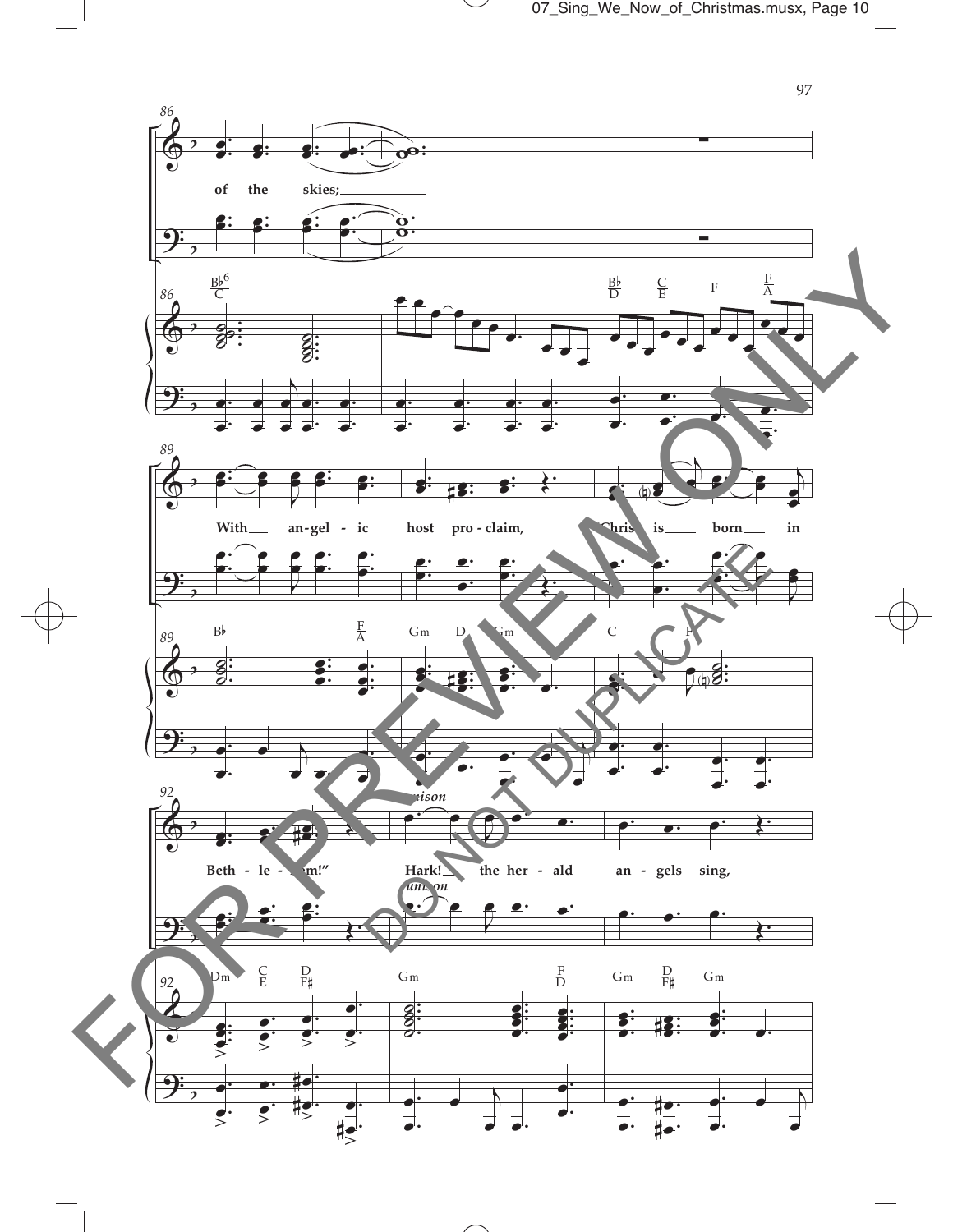of the skies;

With angel - ic host pro - claim, Christ is born in

Beth - le - hem!"

*unison*

Hark! the her - ald an - gels sing,

*unison*

FOR PREVIEW ONLY

DO NOT DUPLICATE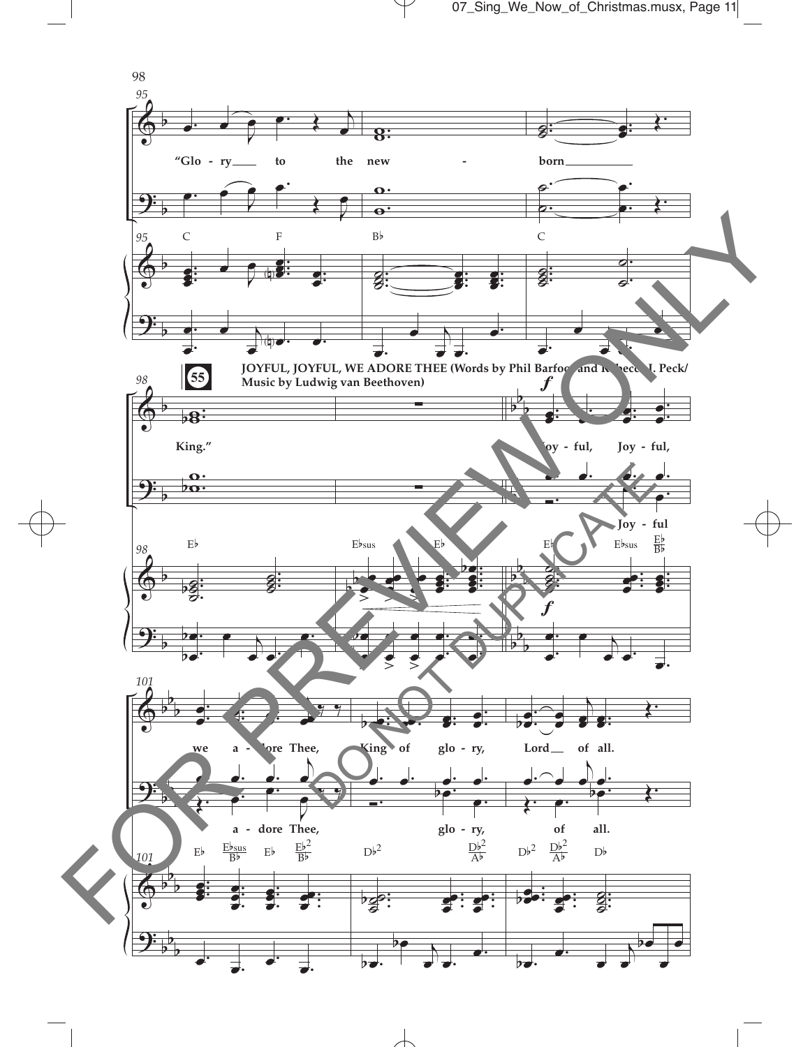**55** JOYFUL, JOYFUL, WE ADORE THEE (Words by Phil Barfoot and Rebecca J. Peck/ Music by Ludwig van Beethoven)

"Glo - ry to the new - born King."

Joy - ful, Joy - ful, we a - dore Thee, King of glo - ry, Lord of all.

Joy - ful a - dore Thee, glo - ry, of all.

C F B♭ C

E♭ E♭sus E♭ E♭ E♭sus E♭/B♭

E♭ E♭sus/B♭ E♭ E♭2/B♭ D♭2 D♭2/A♭ D♭2 D♭2/A♭ D♭

FOR PREVIEW ONLY

DO NOT DUPLICATE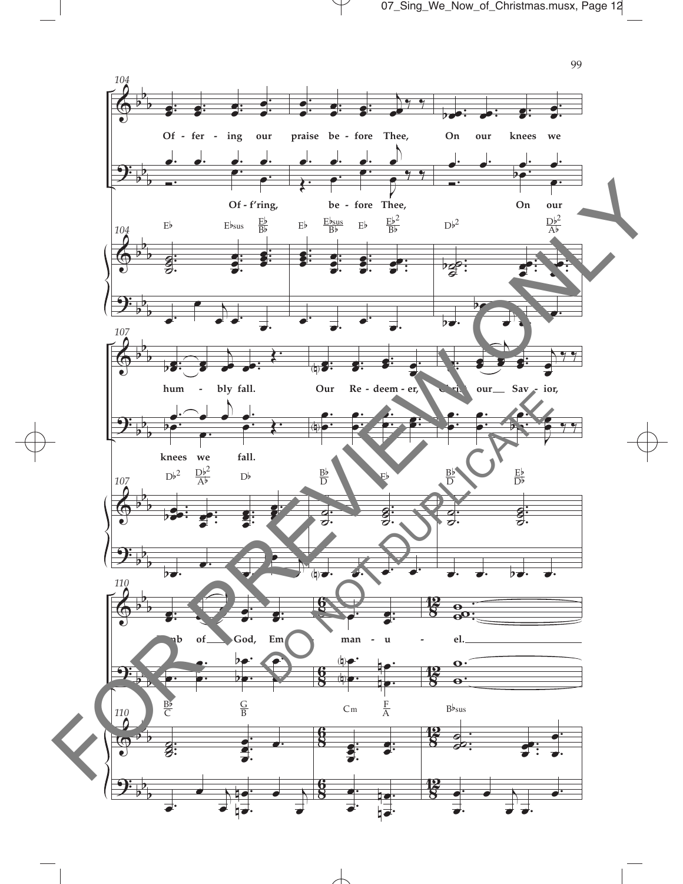104

Of - fer - ing our praise be - fore Thee, On our knees we

Of - f'ring, be - fore Thee, On our

E♭ E♭sus E♭/B♭ E♭ E♭sus/B♭ E♭ E♭2/B♭ D♭2 D♭2/A♭

107

hum - bly fall. Our Re - deem - er, Christ our Sav - ior,

knees we fall.

D♭2 D♭2/A♭ D♭ B♭/D E♭ B♭/D E♭/D♭

110

Lamb of God, Em - man - u - el.

B♭/C G/B Cm F/A B♭sus

FOR PREVIEW ONLY

DO NOT DUPLICATE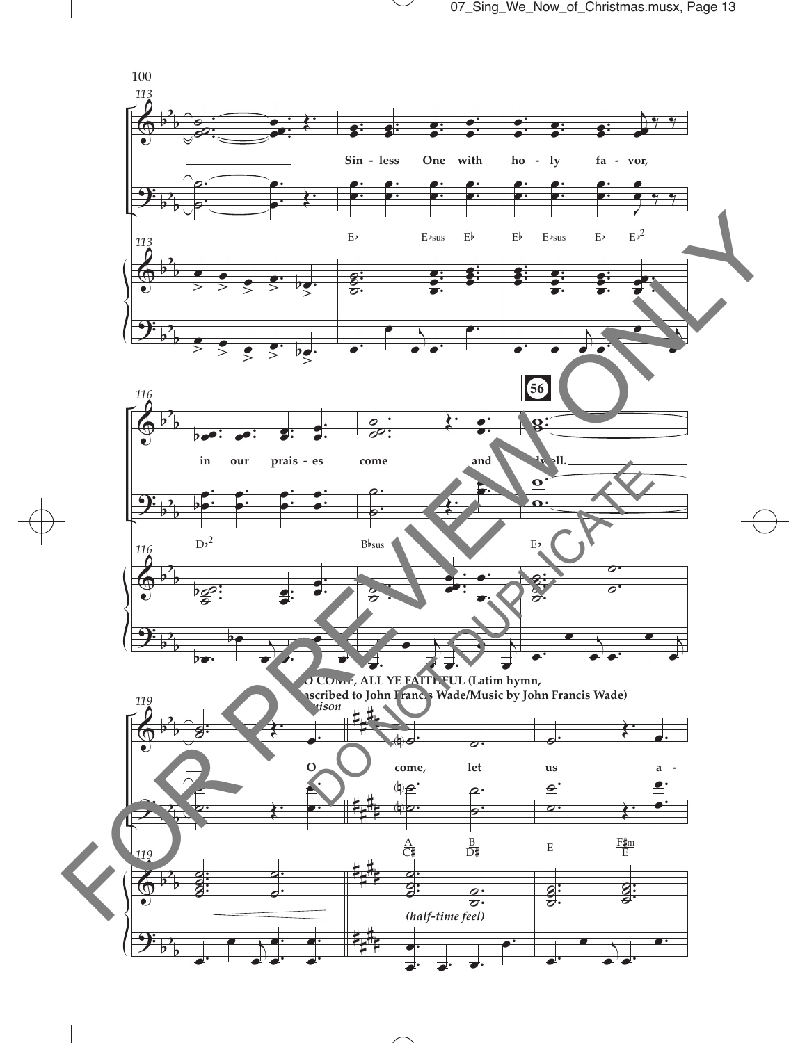O COME, ALL YE FAITHFUL (Latim hymn, ascribed to John Francis Wade/Music by John Francis Wade)

*Unison*

Sin - less One with ho - ly fa - vor, in our prais - es come and dwell.

O come, let us a -

*(half-time feel)*

FOR PREVIEW ONLY

DO NOT DUPLICATE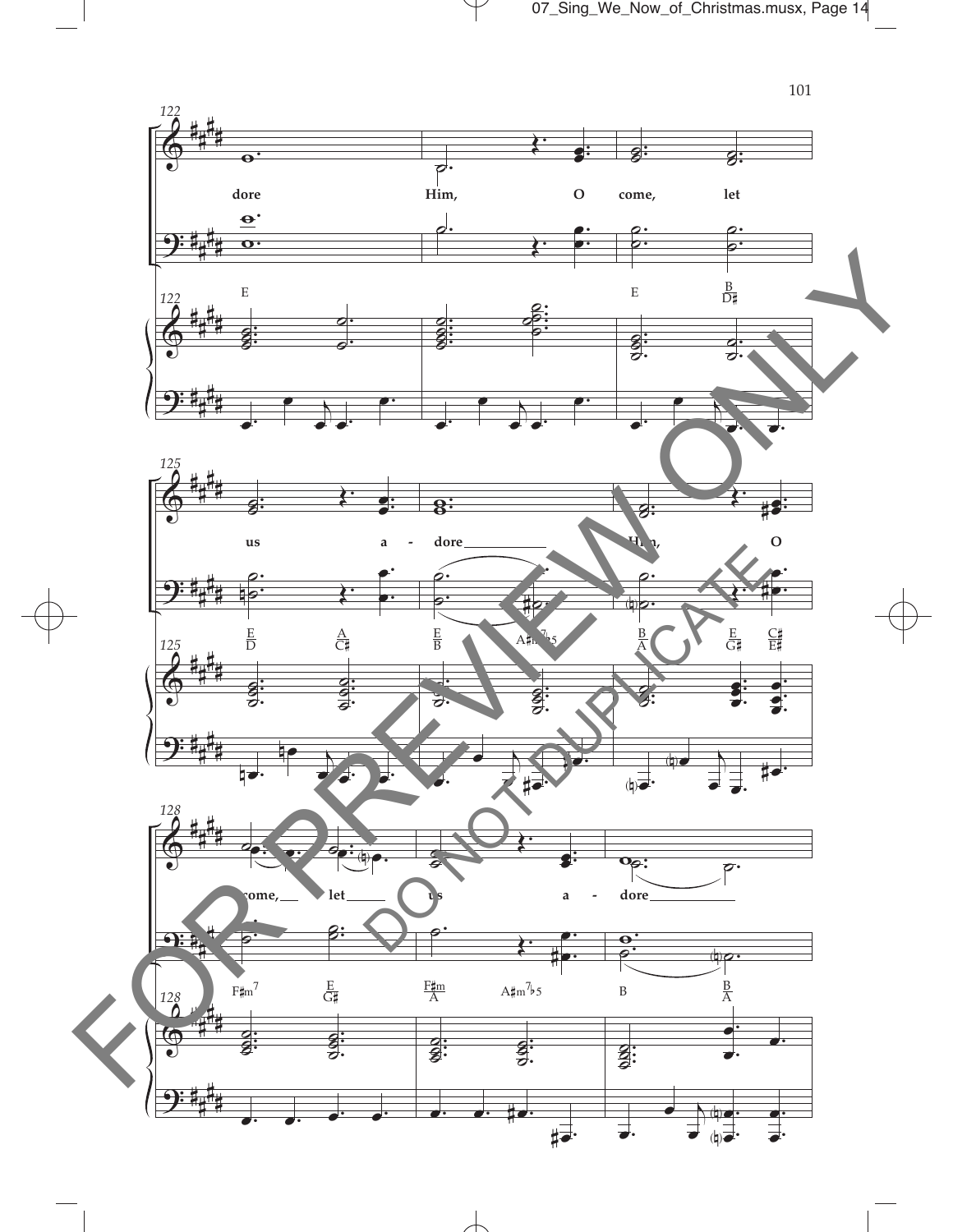dore Him, O come, let

E E B/D♯

us a - dore Him, O

E/D A/C♯ E/B A♯m7♭5 B/A E/G♯ C♯/E♯

come, let us a - dore

F♯m7 E/G♯ F♯m/A A♯m7♭5 B B/A

FOR PREVIEW ONLY

DO NOT DUPLICATE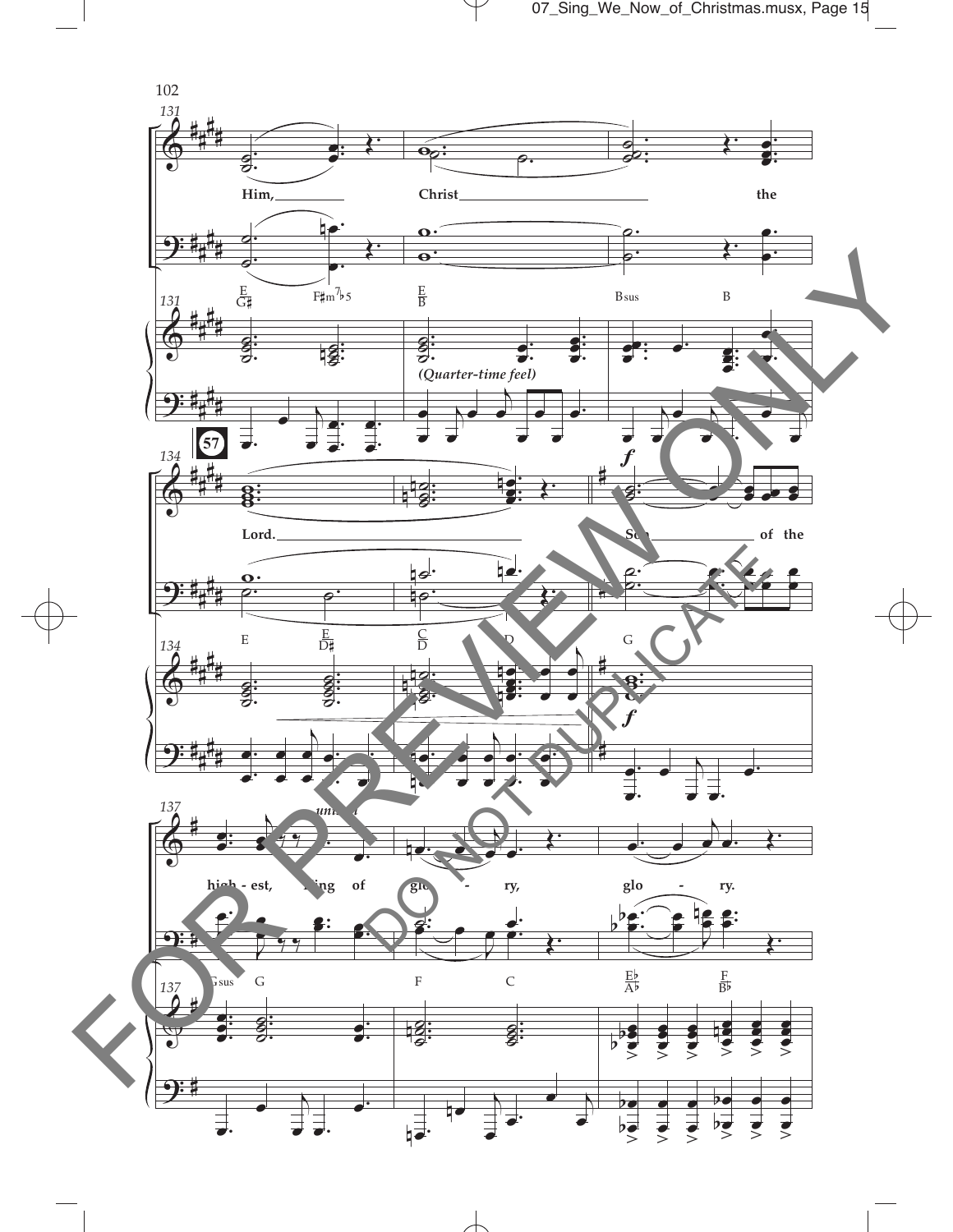Him, Christ the Lord. Son of the high - est, King of glo - ry, glo - ry.

(Quarter-time feel)

unison

FOR PREVIEW ONLY

DO NOT DUPLICATE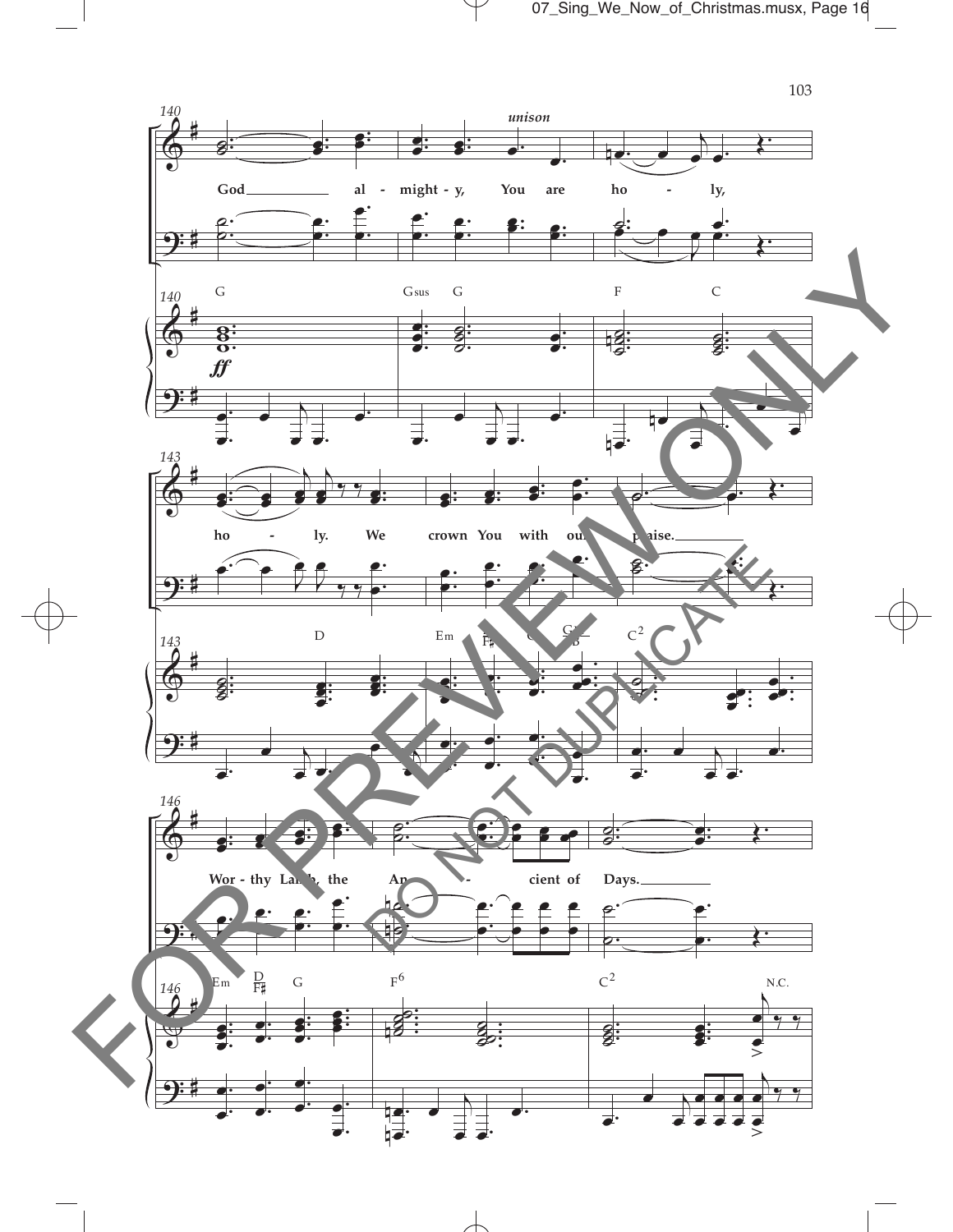140

*unison*

God al - might - y, You are ho - ly,

G Gsus G F C

*ff*

143

ho - ly. We crown You with our praise.

D Em F♯ G G/B C²

146

Wor - thy Lamb, the An - cient of Days.

Em D/F♯ G F⁶ C² N.C.

FOR PREVIEW ONLY

DO NOT DUPLICATE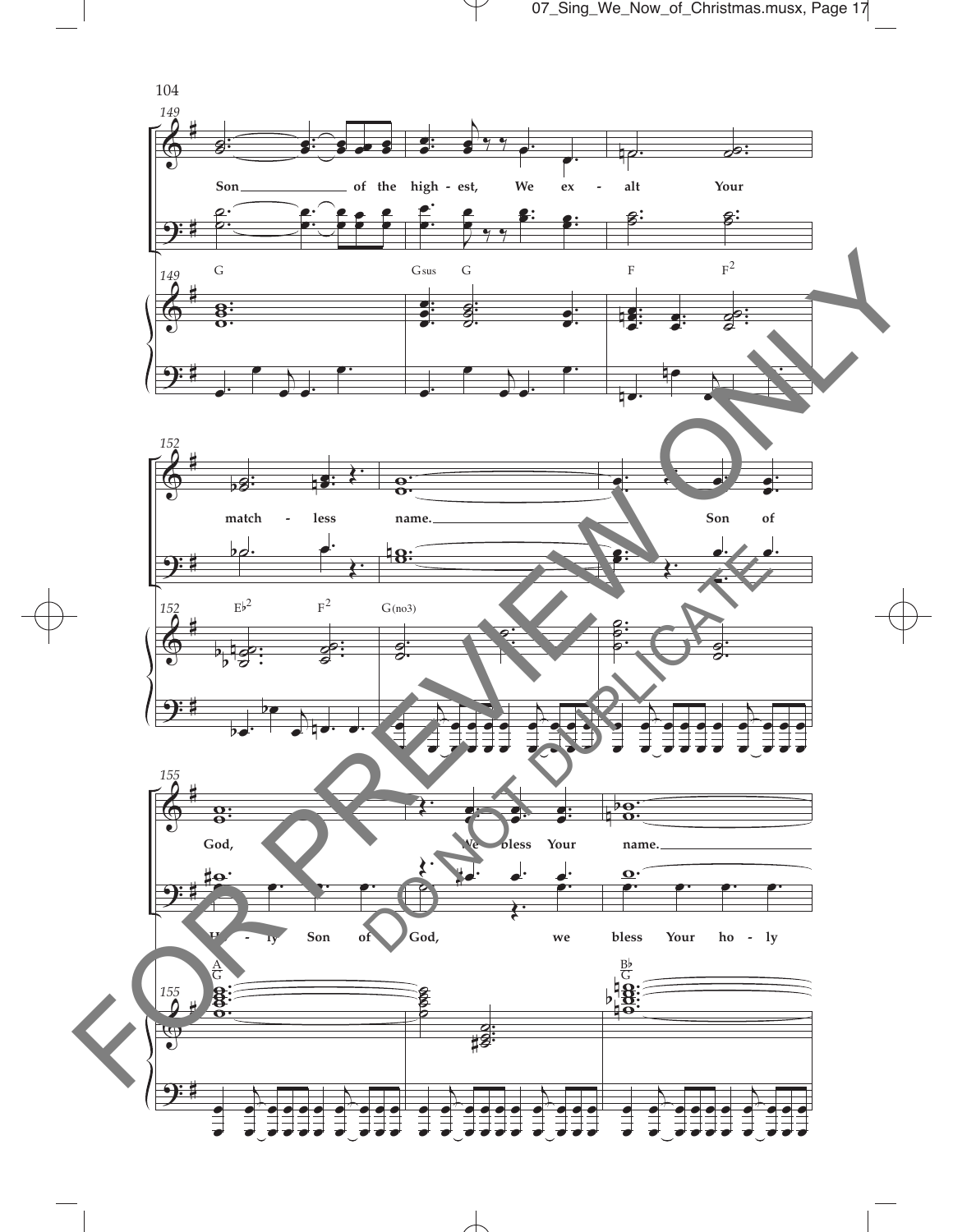149

Son of the high - est, We ex - alt Your

G Gsus G F F2

152

match - less name. Son of

E♭2 F2 G(no3)

155

God, We bless Your name.

Ho - ly Son of God, we bless Your ho - ly

A/G B♭/G

FOR PREVIEW ONLY

DO NOT DUPLICATE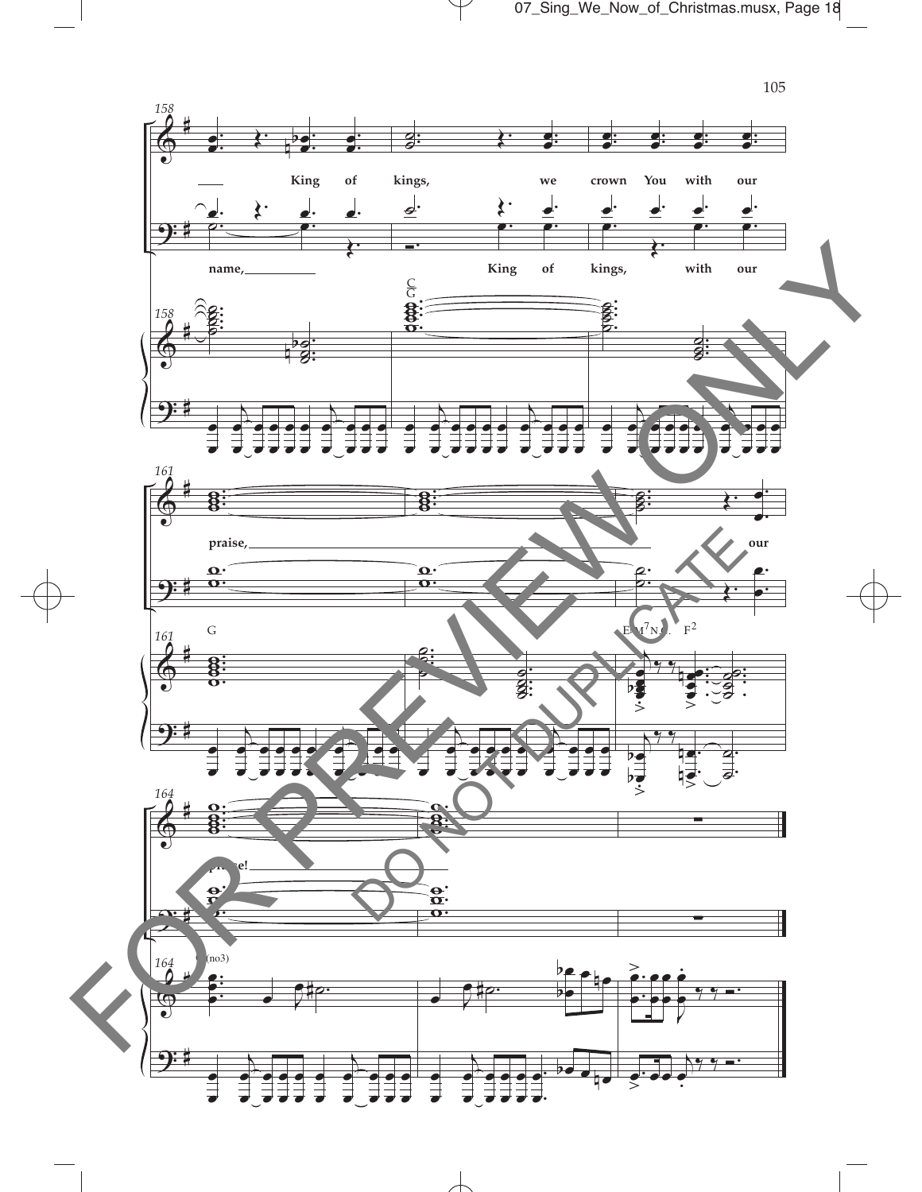King of kings, we crown You with our

name, King of kings, with our

praise, our

praise!